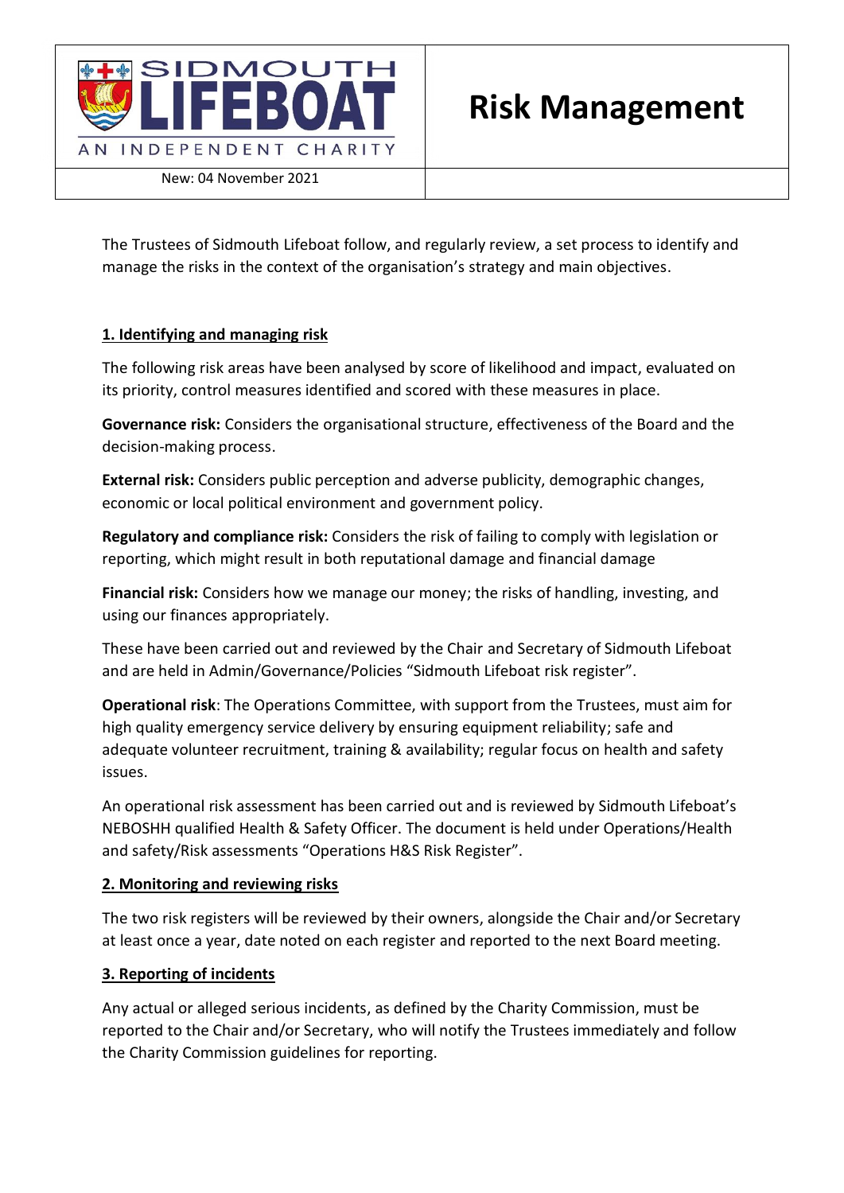| SIDMOUTH LIFEBOAT — AN INDEPENDENT CHARITY | Risk Management |
|---|---|
| New: 04 November 2021 | |

The Trustees of Sidmouth Lifeboat follow, and regularly review, a set process to identify and manage the risks in the context of the organisation's strategy and main objectives.

## 1. Identifying and managing risk

The following risk areas have been analysed by score of likelihood and impact, evaluated on its priority, control measures identified and scored with these measures in place.

**Governance risk:** Considers the organisational structure, effectiveness of the Board and the decision-making process.

**External risk:** Considers public perception and adverse publicity, demographic changes, economic or local political environment and government policy.

**Regulatory and compliance risk:** Considers the risk of failing to comply with legislation or reporting, which might result in both reputational damage and financial damage

**Financial risk:** Considers how we manage our money; the risks of handling, investing, and using our finances appropriately.

These have been carried out and reviewed by the Chair and Secretary of Sidmouth Lifeboat and are held in Admin/Governance/Policies "Sidmouth Lifeboat risk register".

**Operational risk**: The Operations Committee, with support from the Trustees, must aim for high quality emergency service delivery by ensuring equipment reliability; safe and adequate volunteer recruitment, training & availability; regular focus on health and safety issues.

An operational risk assessment has been carried out and is reviewed by Sidmouth Lifeboat's NEBOSHH qualified Health & Safety Officer. The document is held under Operations/Health and safety/Risk assessments "Operations H&S Risk Register".

## 2. Monitoring and reviewing risks

The two risk registers will be reviewed by their owners, alongside the Chair and/or Secretary at least once a year, date noted on each register and reported to the next Board meeting.

## 3. Reporting of incidents

Any actual or alleged serious incidents, as defined by the Charity Commission, must be reported to the Chair and/or Secretary, who will notify the Trustees immediately and follow the Charity Commission guidelines for reporting.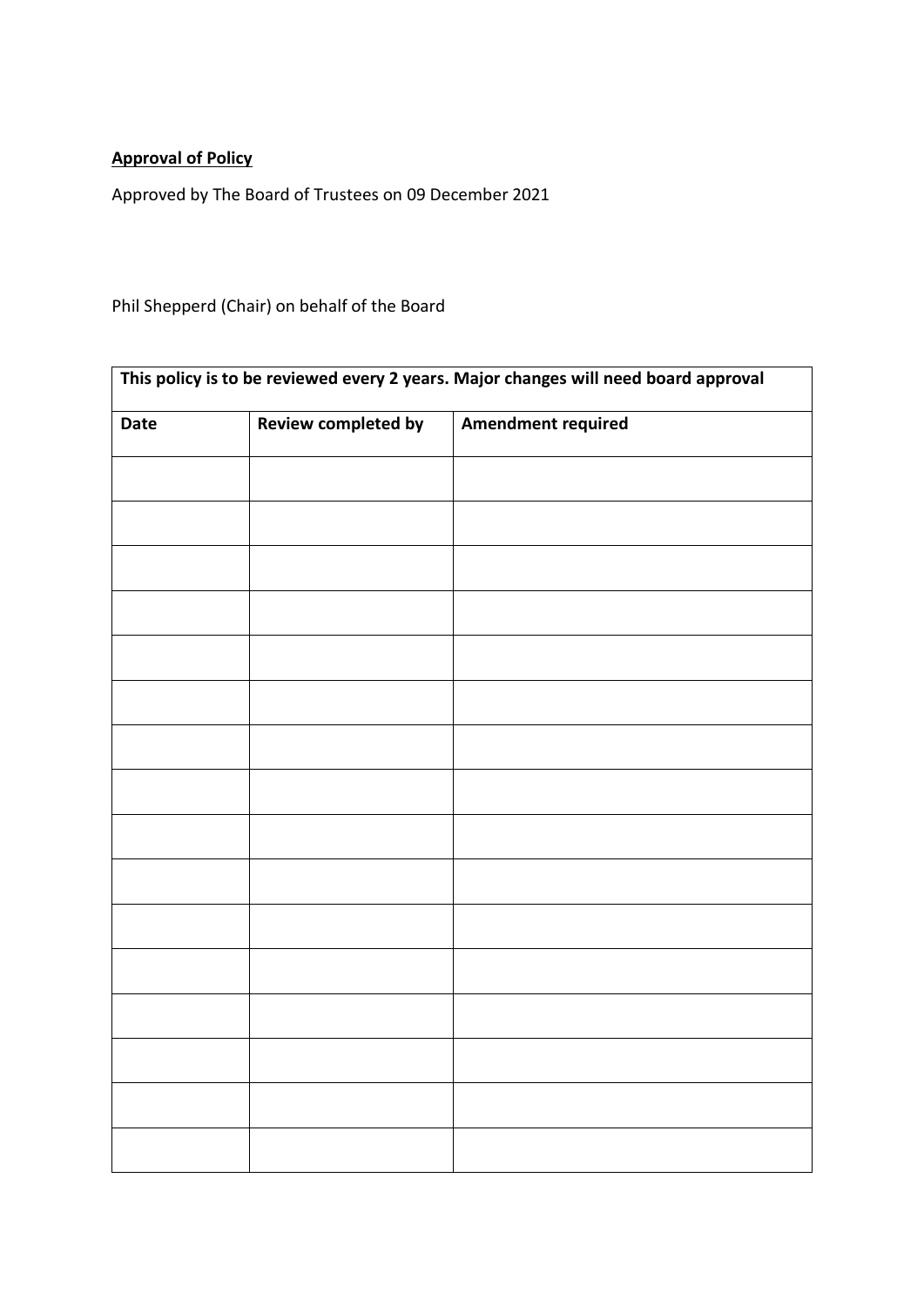**Approval of Policy**

Approved by The Board of Trustees on 09 December 2021

Phil Shepperd (Chair) on behalf of the Board

| **This policy is to be reviewed every 2 years. Major changes will need board approval** | | |
|---|---|---|
| **Date** | **Review completed by** | **Amendment required** |
| | | |
| | | |
| | | |
| | | |
| | | |
| | | |
| | | |
| | | |
| | | |
| | | |
| | | |
| | | |
| | | |
| | | |
| | | |
| | | |